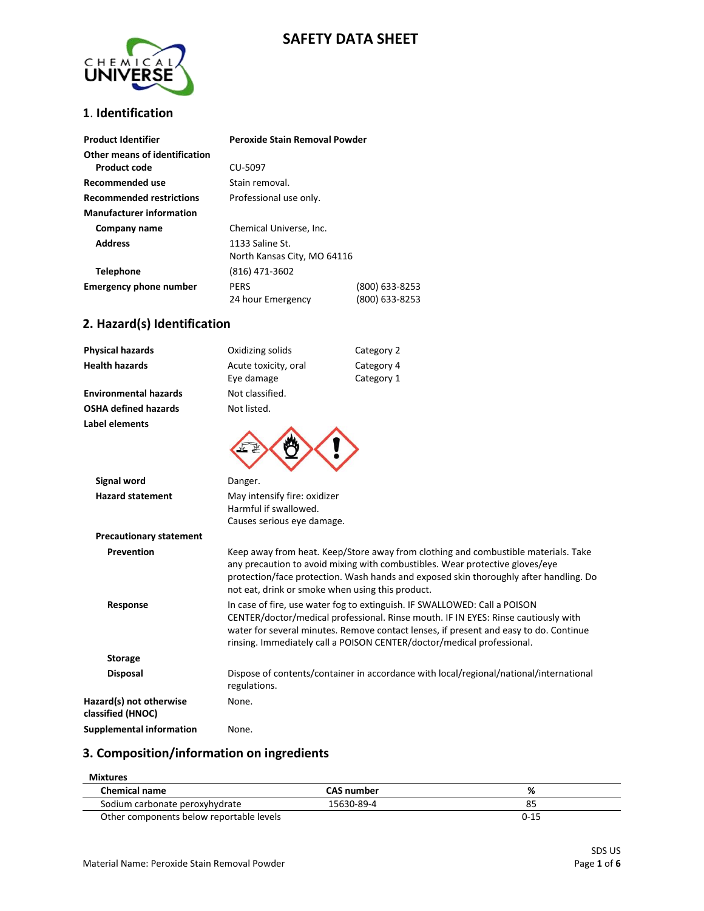# SAFETY DATA SHEET

## 1. Identification

| | | |
|---|---|---|
| **Product Identifier** | **Peroxide Stain Removal Powder** | |
| **Other means of identification** | | |
| **Product code** | CU-5097 | |
| **Recommended use** | Stain removal. | |
| **Recommended restrictions** | Professional use only. | |
| **Manufacturer information** | | |
| **Company name** | Chemical Universe, Inc. | |
| **Address** | 1133 Saline St.<br>North Kansas City, MO 64116 | |
| **Telephone** | (816) 471-3602 | |
| **Emergency phone number** | PERS | (800) 633-8253 |
| | 24 hour Emergency | (800) 633-8253 |

## 2. Hazard(s) Identification

| | | |
|---|---|---|
| **Physical hazards** | Oxidizing solids | Category 2 |
| **Health hazards** | Acute toxicity, oral | Category 4 |
| | Eye damage | Category 1 |
| **Environmental hazards** | Not classified. | |
| **OSHA defined hazards** | Not listed. | |

**Label elements**

**Signal word**
Danger.

**Hazard statement**
May intensify fire: oxidizer
Harmful if swallowed.
Causes serious eye damage.

**Precautionary statement**

**Prevention**
Keep away from heat. Keep/Store away from clothing and combustible materials. Take any precaution to avoid mixing with combustibles. Wear protective gloves/eye protection/face protection. Wash hands and exposed skin thoroughly after handling. Do not eat, drink or smoke when using this product.

**Response**
In case of fire, use water fog to extinguish. IF SWALLOWED: Call a POISON CENTER/doctor/medical professional. Rinse mouth. IF IN EYES: Rinse cautiously with water for several minutes. Remove contact lenses, if present and easy to do. Continue rinsing. Immediately call a POISON CENTER/doctor/medical professional.

**Storage**

**Disposal**
Dispose of contents/container in accordance with local/regional/national/international regulations.

**Hazard(s) not otherwise classified (HNOC)**
None.

**Supplemental information**
None.

## 3. Composition/information on ingredients

**Mixtures**

| Chemical name | CAS number | % |
|---|---|---|
| Sodium carbonate peroxyhydrate | 15630-89-4 | 85 |
| Other components below reportable levels | | 0-15 |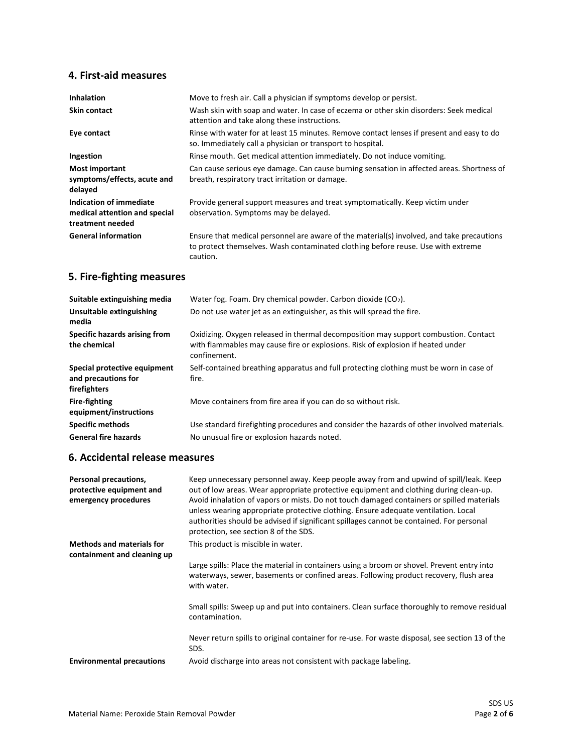## 4. First-aid measures

| | |
|---|---|
| **Inhalation** | Move to fresh air. Call a physician if symptoms develop or persist. |
| **Skin contact** | Wash skin with soap and water. In case of eczema or other skin disorders: Seek medical attention and take along these instructions. |
| **Eye contact** | Rinse with water for at least 15 minutes. Remove contact lenses if present and easy to do so. Immediately call a physician or transport to hospital. |
| **Ingestion** | Rinse mouth. Get medical attention immediately. Do not induce vomiting. |
| **Most important symptoms/effects, acute and delayed** | Can cause serious eye damage. Can cause burning sensation in affected areas. Shortness of breath, respiratory tract irritation or damage. |
| **Indication of immediate medical attention and special treatment needed** | Provide general support measures and treat symptomatically. Keep victim under observation. Symptoms may be delayed. |
| **General information** | Ensure that medical personnel are aware of the material(s) involved, and take precautions to protect themselves. Wash contaminated clothing before reuse. Use with extreme caution. |

## 5. Fire-fighting measures

| | |
|---|---|
| **Suitable extinguishing media** | Water fog. Foam. Dry chemical powder. Carbon dioxide ($CO_2$). |
| **Unsuitable extinguishing media** | Do not use water jet as an extinguisher, as this will spread the fire. |
| **Specific hazards arising from the chemical** | Oxidizing. Oxygen released in thermal decomposition may support combustion. Contact with flammables may cause fire or explosions. Risk of explosion if heated under confinement. |
| **Special protective equipment and precautions for firefighters** | Self-contained breathing apparatus and full protecting clothing must be worn in case of fire. |
| **Fire-fighting equipment/instructions** | Move containers from fire area if you can do so without risk. |
| **Specific methods** | Use standard firefighting procedures and consider the hazards of other involved materials. |
| **General fire hazards** | No unusual fire or explosion hazards noted. |

## 6. Accidental release measures

| | |
|---|---|
| **Personal precautions, protective equipment and emergency procedures** | Keep unnecessary personnel away. Keep people away from and upwind of spill/leak. Keep out of low areas. Wear appropriate protective equipment and clothing during clean-up. Avoid inhalation of vapors or mists. Do not touch damaged containers or spilled materials unless wearing appropriate protective clothing. Ensure adequate ventilation. Local authorities should be advised if significant spillages cannot be contained. For personal protection, see section 8 of the SDS. |
| **Methods and materials for containment and cleaning up** | This product is miscible in water.<br><br>Large spills: Place the material in containers using a broom or shovel. Prevent entry into waterways, sewer, basements or confined areas. Following product recovery, flush area with water.<br><br>Small spills: Sweep up and put into containers. Clean surface thoroughly to remove residual contamination.<br><br>Never return spills to original container for re-use. For waste disposal, see section 13 of the SDS. |
| **Environmental precautions** | Avoid discharge into areas not consistent with package labeling. |

Material Name: Peroxide Stain Removal Powder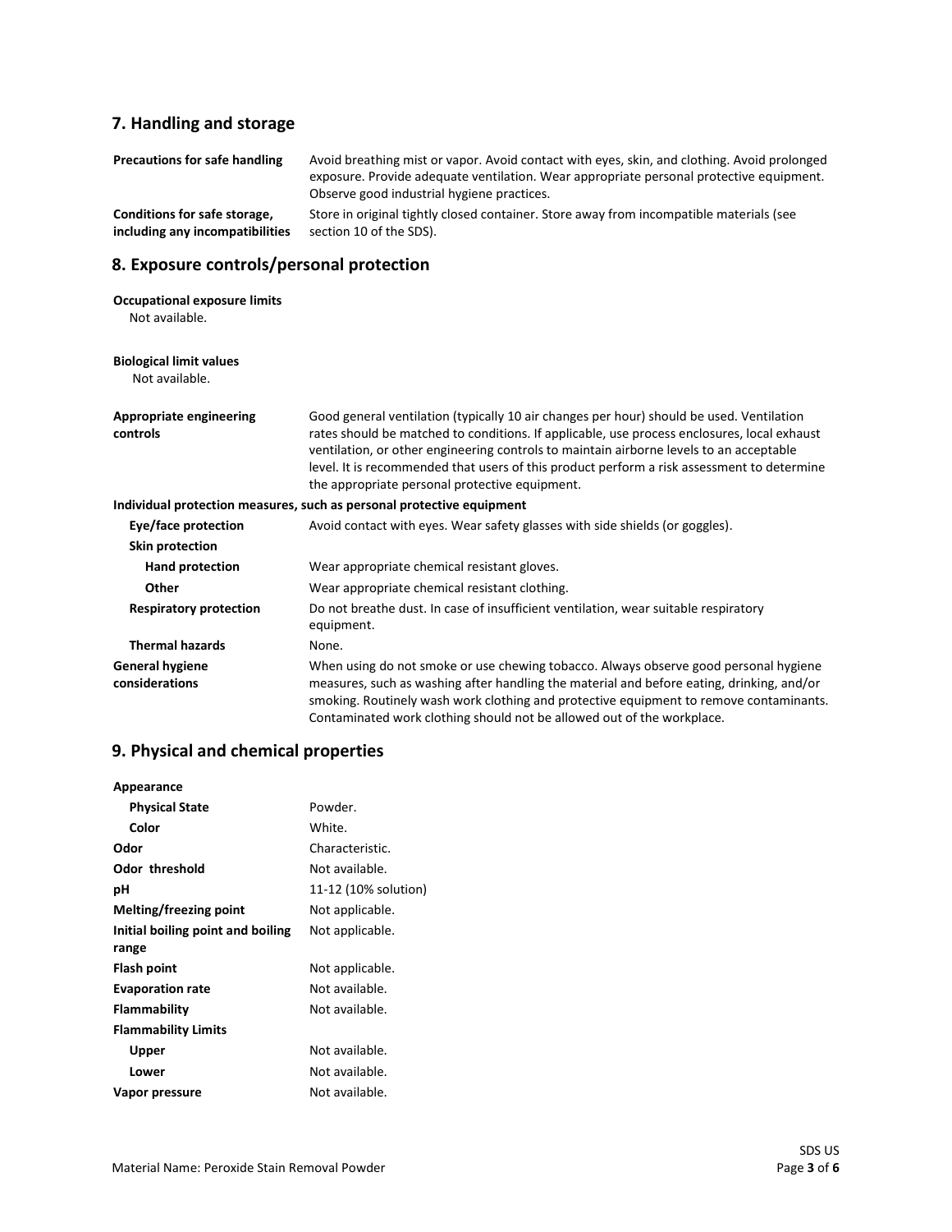## 7. Handling and storage

| | |
|---|---|
| **Precautions for safe handling** | Avoid breathing mist or vapor. Avoid contact with eyes, skin, and clothing. Avoid prolonged exposure. Provide adequate ventilation. Wear appropriate personal protective equipment. Observe good industrial hygiene practices. |
| **Conditions for safe storage, including any incompatibilities** | Store in original tightly closed container. Store away from incompatible materials (see section 10 of the SDS). |

## 8. Exposure controls/personal protection

**Occupational exposure limits**

Not available.

**Biological limit values**

Not available.

| | |
|---|---|
| **Appropriate engineering controls** | Good general ventilation (typically 10 air changes per hour) should be used. Ventilation rates should be matched to conditions. If applicable, use process enclosures, local exhaust ventilation, or other engineering controls to maintain airborne levels to an acceptable level. It is recommended that users of this product perform a risk assessment to determine the appropriate personal protective equipment. |

**Individual protection measures, such as personal protective equipment**

| | |
|---|---|
| **Eye/face protection** | Avoid contact with eyes. Wear safety glasses with side shields (or goggles). |
| **Skin protection** | |
| **Hand protection** | Wear appropriate chemical resistant gloves. |
| **Other** | Wear appropriate chemical resistant clothing. |
| **Respiratory protection** | Do not breathe dust. In case of insufficient ventilation, wear suitable respiratory equipment. |
| **Thermal hazards** | None. |
| **General hygiene considerations** | When using do not smoke or use chewing tobacco. Always observe good personal hygiene measures, such as washing after handling the material and before eating, drinking, and/or smoking. Routinely wash work clothing and protective equipment to remove contaminants. Contaminated work clothing should not be allowed out of the workplace. |

## 9. Physical and chemical properties

| | |
|---|---|
| **Appearance** | |
| **Physical State** | Powder. |
| **Color** | White. |
| **Odor** | Characteristic. |
| **Odor threshold** | Not available. |
| **pH** | 11-12 (10% solution) |
| **Melting/freezing point** | Not applicable. |
| **Initial boiling point and boiling range** | Not applicable. |
| **Flash point** | Not applicable. |
| **Evaporation rate** | Not available. |
| **Flammability** | Not available. |
| **Flammability Limits** | |
| **Upper** | Not available. |
| **Lower** | Not available. |
| **Vapor pressure** | Not available. |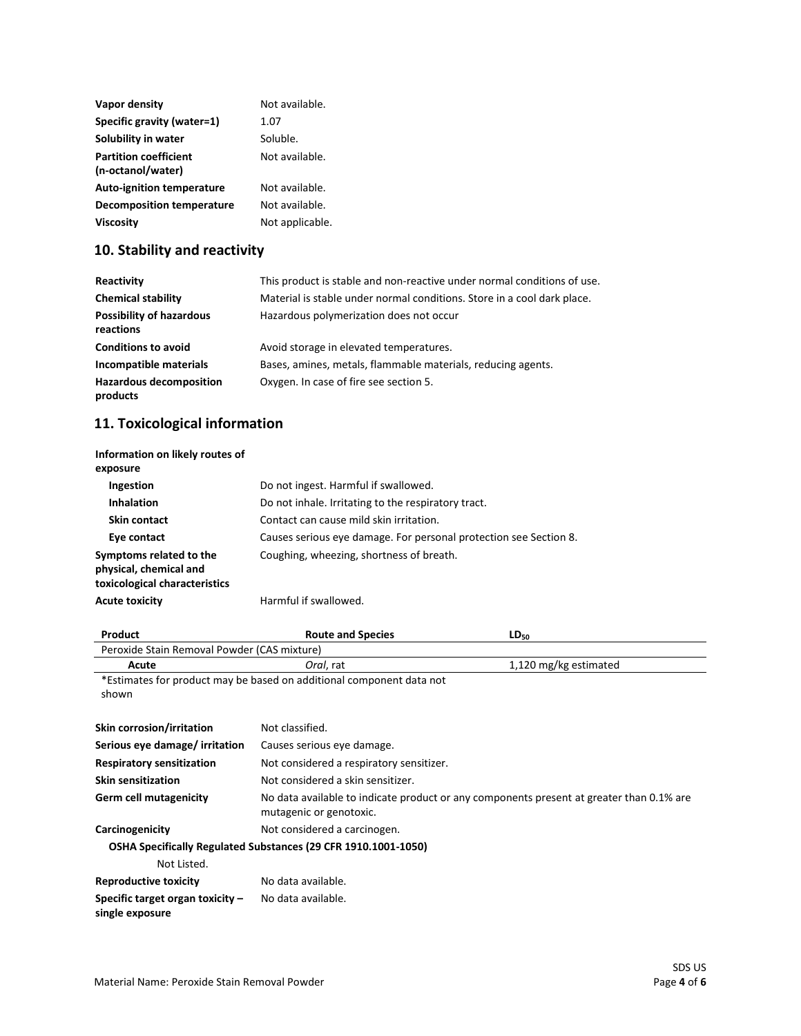| | |
|---|---|
| **Vapor density** | Not available. |
| **Specific gravity (water=1)** | 1.07 |
| **Solubility in water** | Soluble. |
| **Partition coefficient (n-octanol/water)** | Not available. |
| **Auto-ignition temperature** | Not available. |
| **Decomposition temperature** | Not available. |
| **Viscosity** | Not applicable. |

## 10. Stability and reactivity

| | |
|---|---|
| **Reactivity** | This product is stable and non-reactive under normal conditions of use. |
| **Chemical stability** | Material is stable under normal conditions. Store in a cool dark place. |
| **Possibility of hazardous reactions** | Hazardous polymerization does not occur |
| **Conditions to avoid** | Avoid storage in elevated temperatures. |
| **Incompatible materials** | Bases, amines, metals, flammable materials, reducing agents. |
| **Hazardous decomposition products** | Oxygen. In case of fire see section 5. |

## 11. Toxicological information

**Information on likely routes of exposure**

| | |
|---|---|
| **Ingestion** | Do not ingest. Harmful if swallowed. |
| **Inhalation** | Do not inhale. Irritating to the respiratory tract. |
| **Skin contact** | Contact can cause mild skin irritation. |
| **Eye contact** | Causes serious eye damage. For personal protection see Section 8. |
| **Symptoms related to the physical, chemical and toxicological characteristics** | Coughing, wheezing, shortness of breath. |
| **Acute toxicity** | Harmful if swallowed. |

| Product | Route and Species | $LD_{50}$ |
|---|---|---|
| Peroxide Stain Removal Powder (CAS mixture) | | |
| **Acute** | *Oral*, rat | 1,120 mg/kg estimated |

*Estimates for product may be based on additional component data not shown

| | |
|---|---|
| **Skin corrosion/irritation** | Not classified. |
| **Serious eye damage/ irritation** | Causes serious eye damage. |
| **Respiratory sensitization** | Not considered a respiratory sensitizer. |
| **Skin sensitization** | Not considered a skin sensitizer. |
| **Germ cell mutagenicity** | No data available to indicate product or any components present at greater than 0.1% are mutagenic or genotoxic. |
| **Carcinogenicity** | Not considered a carcinogen. |

**OSHA Specifically Regulated Substances (29 CFR 1910.1001-1050)**

Not Listed.

| | |
|---|---|
| **Reproductive toxicity** | No data available. |
| **Specific target organ toxicity – single exposure** | No data available. |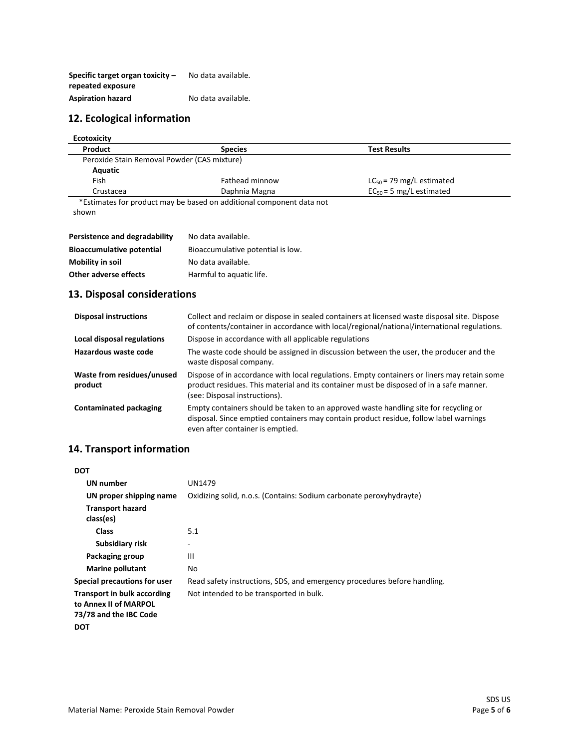| | |
|---|---|
| **Specific target organ toxicity – repeated exposure** | No data available. |
| **Aspiration hazard** | No data available. |

## 12. Ecological information

**Ecotoxicity**

| Product | Species | Test Results |
|---|---|---|
| Peroxide Stain Removal Powder (CAS mixture) | | |
| **Aquatic** | | |
| Fish | Fathead minnow | $LC_{50}$ = 79 mg/L estimated |
| Crustacea | Daphnia Magna | $EC_{50}$ = 5 mg/L estimated |

*Estimates for product may be based on additional component data not shown

| | |
|---|---|
| **Persistence and degradability** | No data available. |
| **Bioaccumulative potential** | Bioaccumulative potential is low. |
| **Mobility in soil** | No data available. |
| **Other adverse effects** | Harmful to aquatic life. |

## 13. Disposal considerations

| | |
|---|---|
| **Disposal instructions** | Collect and reclaim or dispose in sealed containers at licensed waste disposal site. Dispose of contents/container in accordance with local/regional/national/international regulations. |
| **Local disposal regulations** | Dispose in accordance with all applicable regulations |
| **Hazardous waste code** | The waste code should be assigned in discussion between the user, the producer and the waste disposal company. |
| **Waste from residues/unused product** | Dispose of in accordance with local regulations. Empty containers or liners may retain some product residues. This material and its container must be disposed of in a safe manner. (see: Disposal instructions). |
| **Contaminated packaging** | Empty containers should be taken to an approved waste handling site for recycling or disposal. Since emptied containers may contain product residue, follow label warnings even after container is emptied. |

## 14. Transport information

**DOT**

| | |
|---|---|
| **UN number** | UN1479 |
| **UN proper shipping name** | Oxidizing solid, n.o.s. (Contains: Sodium carbonate peroxyhydrayte) |
| **Transport hazard class(es)** | |
| **Class** | 5.1 |
| **Subsidiary risk** | - |
| **Packaging group** | III |
| **Marine pollutant** | No |
| **Special precautions for user** | Read safety instructions, SDS, and emergency procedures before handling. |
| **Transport in bulk according to Annex II of MARPOL 73/78 and the IBC Code** | Not intended to be transported in bulk. |

**DOT**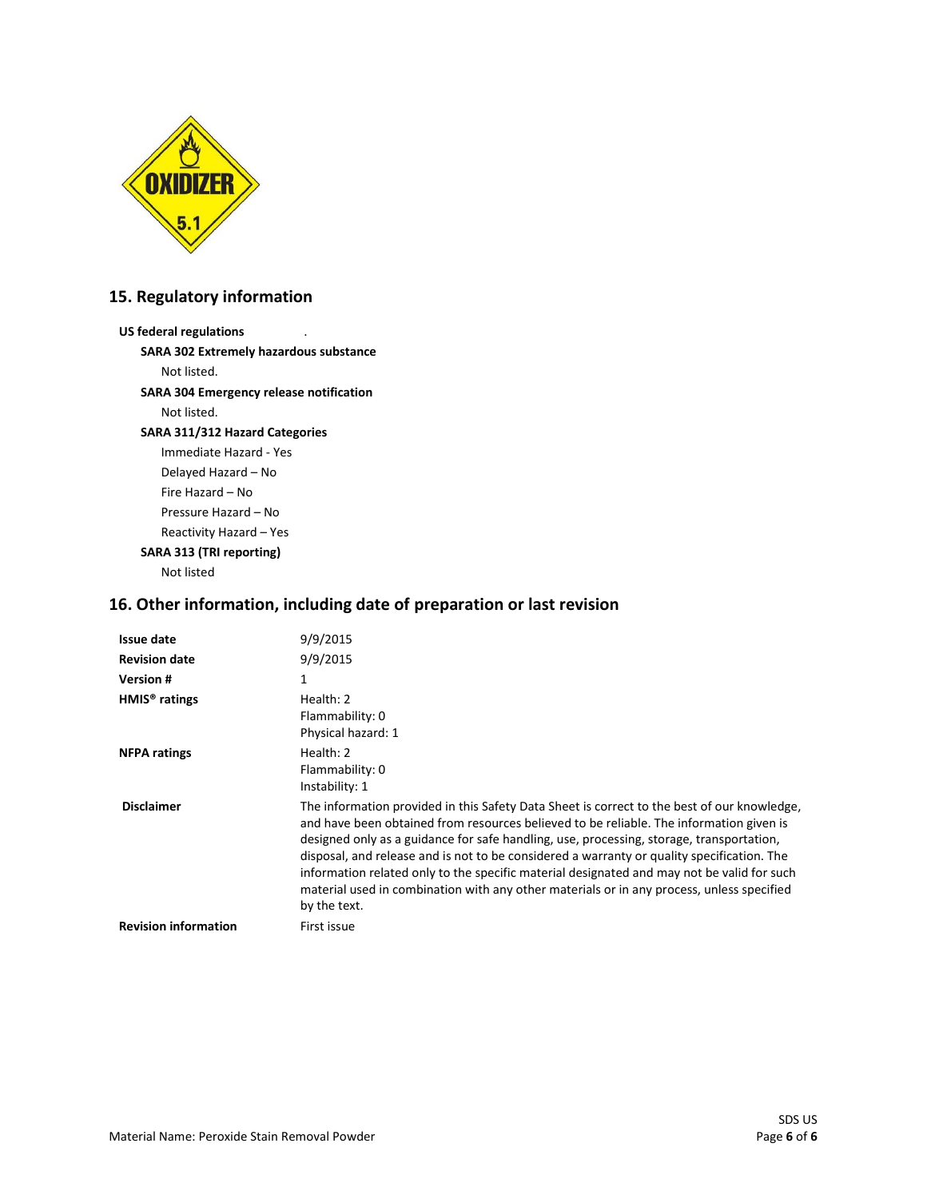## 15. Regulatory information

**US federal regulations** .

**SARA 302 Extremely hazardous substance**

Not listed.

**SARA 304 Emergency release notification**

Not listed.

**SARA 311/312 Hazard Categories**

Immediate Hazard - Yes

Delayed Hazard – No

Fire Hazard – No

Pressure Hazard – No

Reactivity Hazard – Yes

**SARA 313 (TRI reporting)**

Not listed

## 16. Other information, including date of preparation or last revision

| | |
|---|---|
| **Issue date** | 9/9/2015 |
| **Revision date** | 9/9/2015 |
| **Version #** | 1 |
| **HMIS® ratings** | Health: 2<br>Flammability: 0<br>Physical hazard: 1 |
| **NFPA ratings** | Health: 2<br>Flammability: 0<br>Instability: 1 |
| **Disclaimer** | The information provided in this Safety Data Sheet is correct to the best of our knowledge, and have been obtained from resources believed to be reliable. The information given is designed only as a guidance for safe handling, use, processing, storage, transportation, disposal, and release and is not to be considered a warranty or quality specification. The information related only to the specific material designated and may not be valid for such material used in combination with any other materials or in any process, unless specified by the text. |
| **Revision information** | First issue |